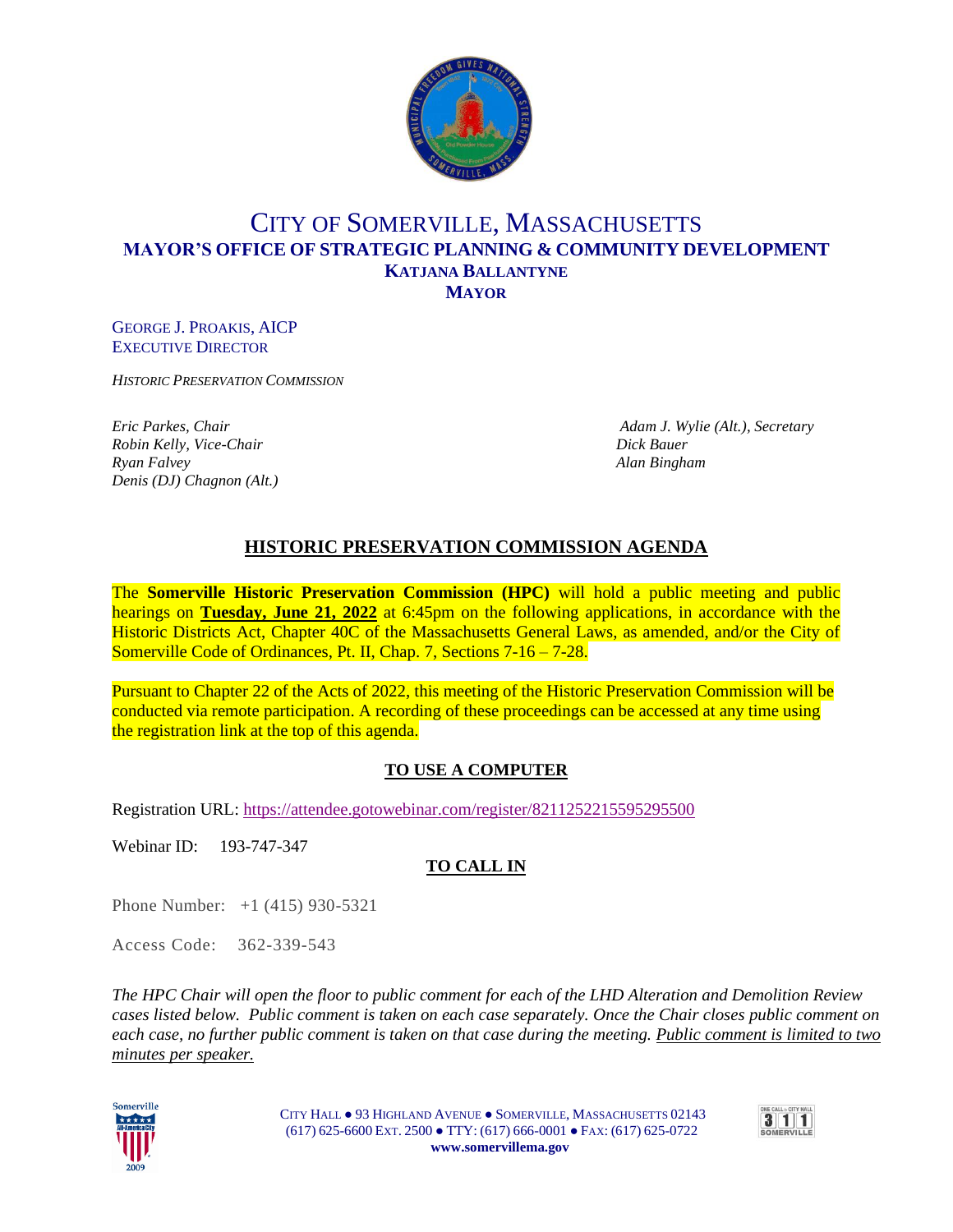# CITY OF SOMERVILLE, MASSACHUSETTS

## MAYOR'S OFFICE OF STRATEGIC PLANNING & COMMUNITY DEVELOPMENT

**KATJANA BALLANTYNE**
**MAYOR**

GEORGE J. PROAKIS, AICP
EXECUTIVE DIRECTOR

*HISTORIC PRESERVATION COMMISSION*

*Eric Parkes, Chair*
*Robin Kelly, Vice-Chair*
*Ryan Falvey*
*Denis (DJ) Chagnon (Alt.)*
*Adam J. Wylie (Alt.), Secretary*
*Dick Bauer*
*Alan Bingham*

## HISTORIC PRESERVATION COMMISSION AGENDA

The **Somerville Historic Preservation Commission (HPC)** will hold a public meeting and public hearings on **Tuesday, June 21, 2022** at 6:45pm on the following applications, in accordance with the Historic Districts Act, Chapter 40C of the Massachusetts General Laws, as amended, and/or the City of Somerville Code of Ordinances, Pt. II, Chap. 7, Sections 7-16 – 7-28.

Pursuant to Chapter 22 of the Acts of 2022, this meeting of the Historic Preservation Commission will be conducted via remote participation. A recording of these proceedings can be accessed at any time using the registration link at the top of this agenda.

### TO USE A COMPUTER

Registration URL: https://attendee.gotowebinar.com/register/8211252215595295500

Webinar ID: 193-747-347

### TO CALL IN

Phone Number: +1 (415) 930-5321

Access Code: 362-339-543

*The HPC Chair will open the floor to public comment for each of the LHD Alteration and Demolition Review cases listed below. Public comment is taken on each case separately. Once the Chair closes public comment on each case, no further public comment is taken on that case during the meeting. Public comment is limited to two minutes per speaker.*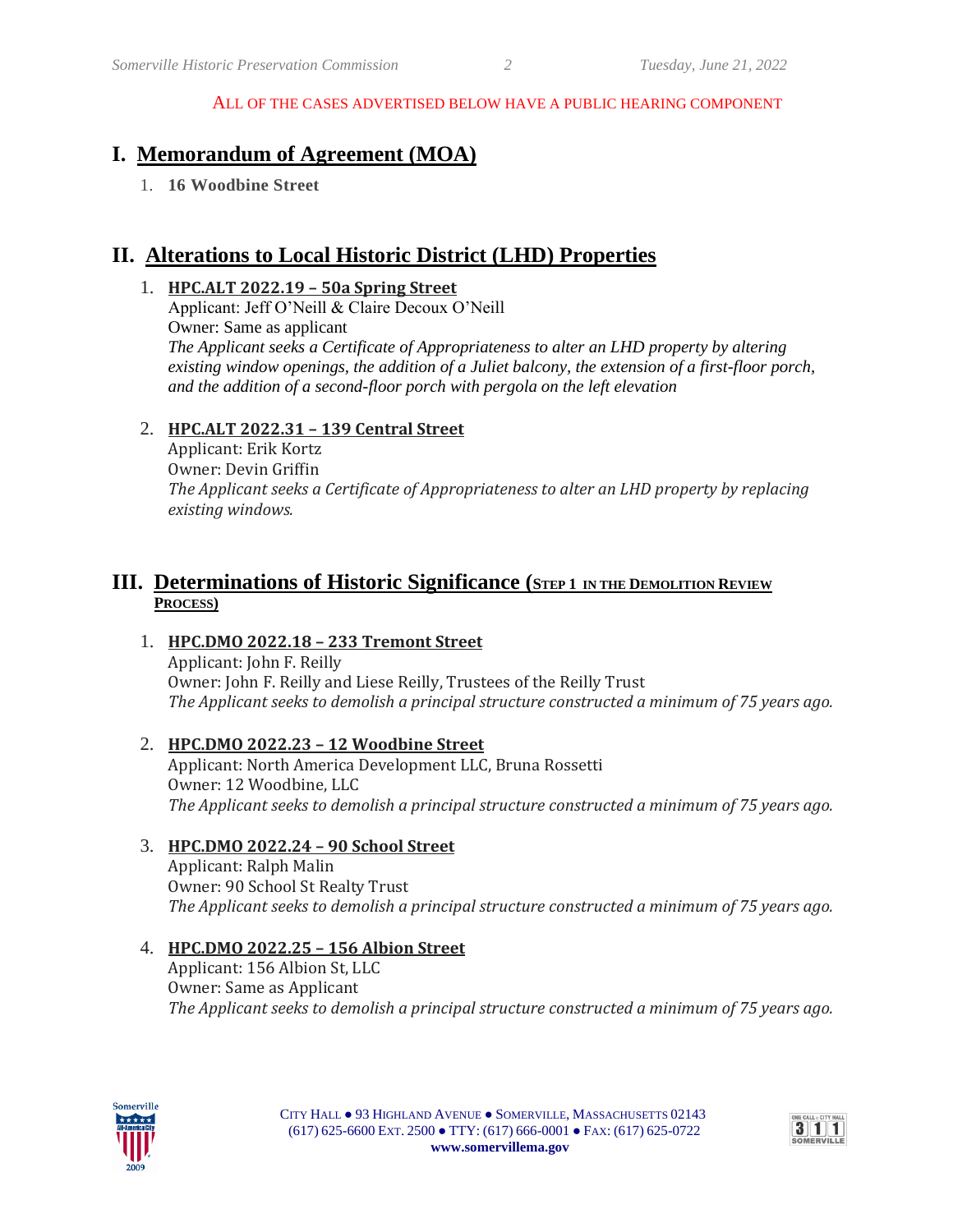ALL OF THE CASES ADVERTISED BELOW HAVE A PUBLIC HEARING COMPONENT

# I. Memorandum of Agreement (MOA)

1. **16 Woodbine Street**

# II. Alterations to Local Historic District (LHD) Properties

1. **HPC.ALT 2022.19 – 50a Spring Street**
   Applicant: Jeff O'Neill & Claire Decoux O'Neill
   Owner: Same as applicant
   *The Applicant seeks a Certificate of Appropriateness to alter an LHD property by altering existing window openings, the addition of a Juliet balcony, the extension of a first-floor porch, and the addition of a second-floor porch with pergola on the left elevation*

2. **HPC.ALT 2022.31 – 139 Central Street**
   Applicant: Erik Kortz
   Owner: Devin Griffin
   *The Applicant seeks a Certificate of Appropriateness to alter an LHD property by replacing existing windows.*

# III. Determinations of Historic Significance (STEP 1 IN THE DEMOLITION REVIEW PROCESS)

1. **HPC.DMO 2022.18 – 233 Tremont Street**
   Applicant: John F. Reilly
   Owner: John F. Reilly and Liese Reilly, Trustees of the Reilly Trust
   *The Applicant seeks to demolish a principal structure constructed a minimum of 75 years ago.*

2. **HPC.DMO 2022.23 – 12 Woodbine Street**
   Applicant: North America Development LLC, Bruna Rossetti
   Owner: 12 Woodbine, LLC
   *The Applicant seeks to demolish a principal structure constructed a minimum of 75 years ago.*

3. **HPC.DMO 2022.24 – 90 School Street**
   Applicant: Ralph Malin
   Owner: 90 School St Realty Trust
   *The Applicant seeks to demolish a principal structure constructed a minimum of 75 years ago.*

4. **HPC.DMO 2022.25 – 156 Albion Street**
   Applicant: 156 Albion St, LLC
   Owner: Same as Applicant
   *The Applicant seeks to demolish a principal structure constructed a minimum of 75 years ago.*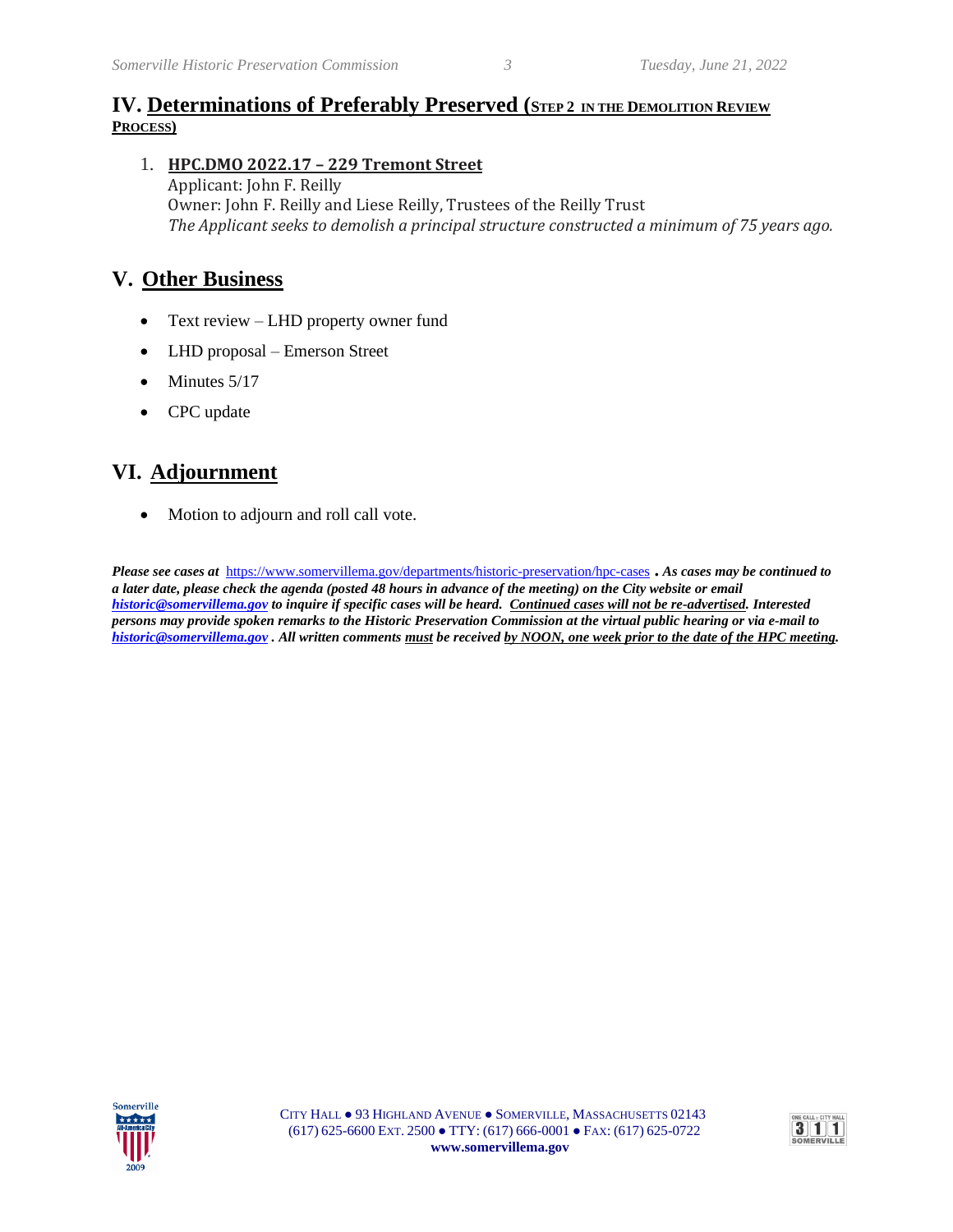## IV. Determinations of Preferably Preserved (Step 2 in the Demolition Review Process)

1. **HPC.DMO 2022.17 – 229 Tremont Street**
   Applicant: John F. Reilly
   Owner: John F. Reilly and Liese Reilly, Trustees of the Reilly Trust
   *The Applicant seeks to demolish a principal structure constructed a minimum of 75 years ago.*

## V. Other Business

- Text review – LHD property owner fund
- LHD proposal – Emerson Street
- Minutes 5/17
- CPC update

## VI. Adjournment

- Motion to adjourn and roll call vote.

***Please see cases at*** https://www.somervillema.gov/departments/historic-preservation/hpc-cases ***. As cases may be continued to a later date, please check the agenda (posted 48 hours in advance of the meeting) on the City website or email historic@somervillema.gov to inquire if specific cases will be heard. Continued cases will not be re-advertised. Interested persons may provide spoken remarks to the Historic Preservation Commission at the virtual public hearing or via e-mail to historic@somervillema.gov . All written comments must be received by NOON, one week prior to the date of the HPC meeting.***

City Hall ● 93 Highland Avenue ● Somerville, Massachusetts 02143
(617) 625-6600 Ext. 2500 ● TTY: (617) 666-0001 ● Fax: (617) 625-0722
**www.somervillema.gov**